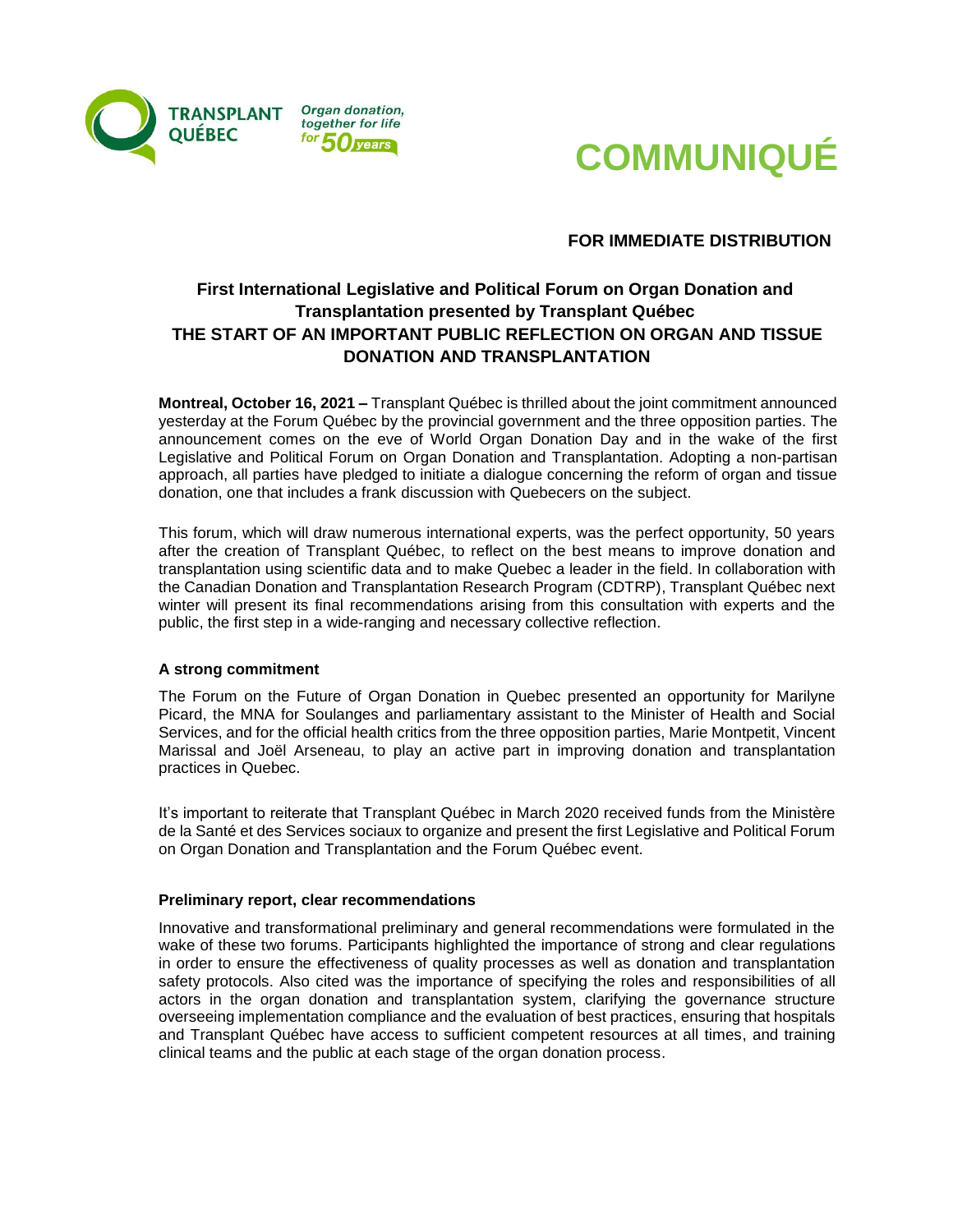TRANSPLANT QUÉBEC

*Organ donation, together for life for 50 years*

# COMMUNIQUÉ

**FOR IMMEDIATE DISTRIBUTION**

## First International Legislative and Political Forum on Organ Donation and Transplantation presented by Transplant Québec
## THE START OF AN IMPORTANT PUBLIC REFLECTION ON ORGAN AND TISSUE DONATION AND TRANSPLANTATION

**Montreal, October 16, 2021 –** Transplant Québec is thrilled about the joint commitment announced yesterday at the Forum Québec by the provincial government and the three opposition parties. The announcement comes on the eve of World Organ Donation Day and in the wake of the first Legislative and Political Forum on Organ Donation and Transplantation. Adopting a non-partisan approach, all parties have pledged to initiate a dialogue concerning the reform of organ and tissue donation, one that includes a frank discussion with Quebecers on the subject.

This forum, which will draw numerous international experts, was the perfect opportunity, 50 years after the creation of Transplant Québec, to reflect on the best means to improve donation and transplantation using scientific data and to make Quebec a leader in the field. In collaboration with the Canadian Donation and Transplantation Research Program (CDTRP), Transplant Québec next winter will present its final recommendations arising from this consultation with experts and the public, the first step in a wide-ranging and necessary collective reflection.

### A strong commitment

The Forum on the Future of Organ Donation in Quebec presented an opportunity for Marilyne Picard, the MNA for Soulanges and parliamentary assistant to the Minister of Health and Social Services, and for the official health critics from the three opposition parties, Marie Montpetit, Vincent Marissal and Joël Arseneau, to play an active part in improving donation and transplantation practices in Quebec.

It's important to reiterate that Transplant Québec in March 2020 received funds from the Ministère de la Santé et des Services sociaux to organize and present the first Legislative and Political Forum on Organ Donation and Transplantation and the Forum Québec event.

### Preliminary report, clear recommendations

Innovative and transformational preliminary and general recommendations were formulated in the wake of these two forums. Participants highlighted the importance of strong and clear regulations in order to ensure the effectiveness of quality processes as well as donation and transplantation safety protocols. Also cited was the importance of specifying the roles and responsibilities of all actors in the organ donation and transplantation system, clarifying the governance structure overseeing implementation compliance and the evaluation of best practices, ensuring that hospitals and Transplant Québec have access to sufficient competent resources at all times, and training clinical teams and the public at each stage of the organ donation process.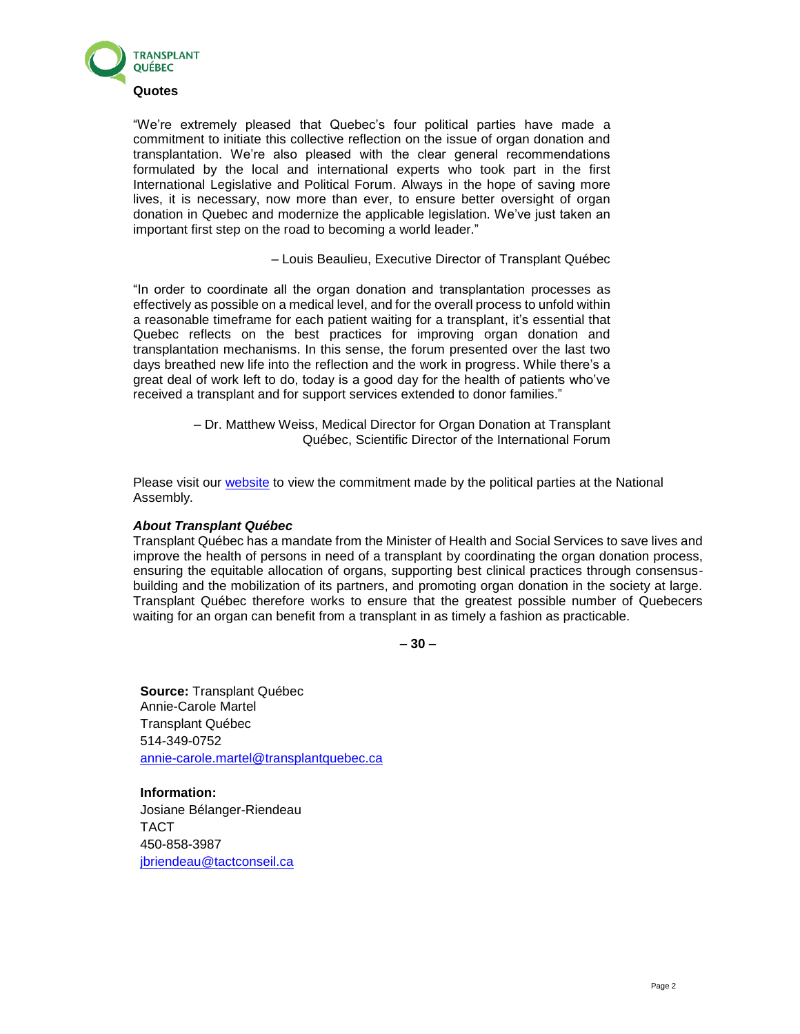**Quotes**

"We're extremely pleased that Quebec's four political parties have made a commitment to initiate this collective reflection on the issue of organ donation and transplantation. We're also pleased with the clear general recommendations formulated by the local and international experts who took part in the first International Legislative and Political Forum. Always in the hope of saving more lives, it is necessary, now more than ever, to ensure better oversight of organ donation in Quebec and modernize the applicable legislation. We've just taken an important first step on the road to becoming a world leader."

– Louis Beaulieu, Executive Director of Transplant Québec

"In order to coordinate all the organ donation and transplantation processes as effectively as possible on a medical level, and for the overall process to unfold within a reasonable timeframe for each patient waiting for a transplant, it's essential that Quebec reflects on the best practices for improving organ donation and transplantation mechanisms. In this sense, the forum presented over the last two days breathed new life into the reflection and the work in progress. While there's a great deal of work left to do, today is a good day for the health of patients who've received a transplant and for support services extended to donor families."

– Dr. Matthew Weiss, Medical Director for Organ Donation at Transplant Québec, Scientific Director of the International Forum

Please visit our website to view the commitment made by the political parties at the National Assembly.

***About Transplant Québec***

Transplant Québec has a mandate from the Minister of Health and Social Services to save lives and improve the health of persons in need of a transplant by coordinating the organ donation process, ensuring the equitable allocation of organs, supporting best clinical practices through consensus-building and the mobilization of its partners, and promoting organ donation in the society at large. Transplant Québec therefore works to ensure that the greatest possible number of Quebecers waiting for an organ can benefit from a transplant in as timely a fashion as practicable.

**– 30 –**

**Source:** Transplant Québec
Annie-Carole Martel
Transplant Québec
514-349-0752
annie-carole.martel@transplantquebec.ca

**Information:**
Josiane Bélanger-Riendeau
TACT
450-858-3987
jbriendeau@tactconseil.ca